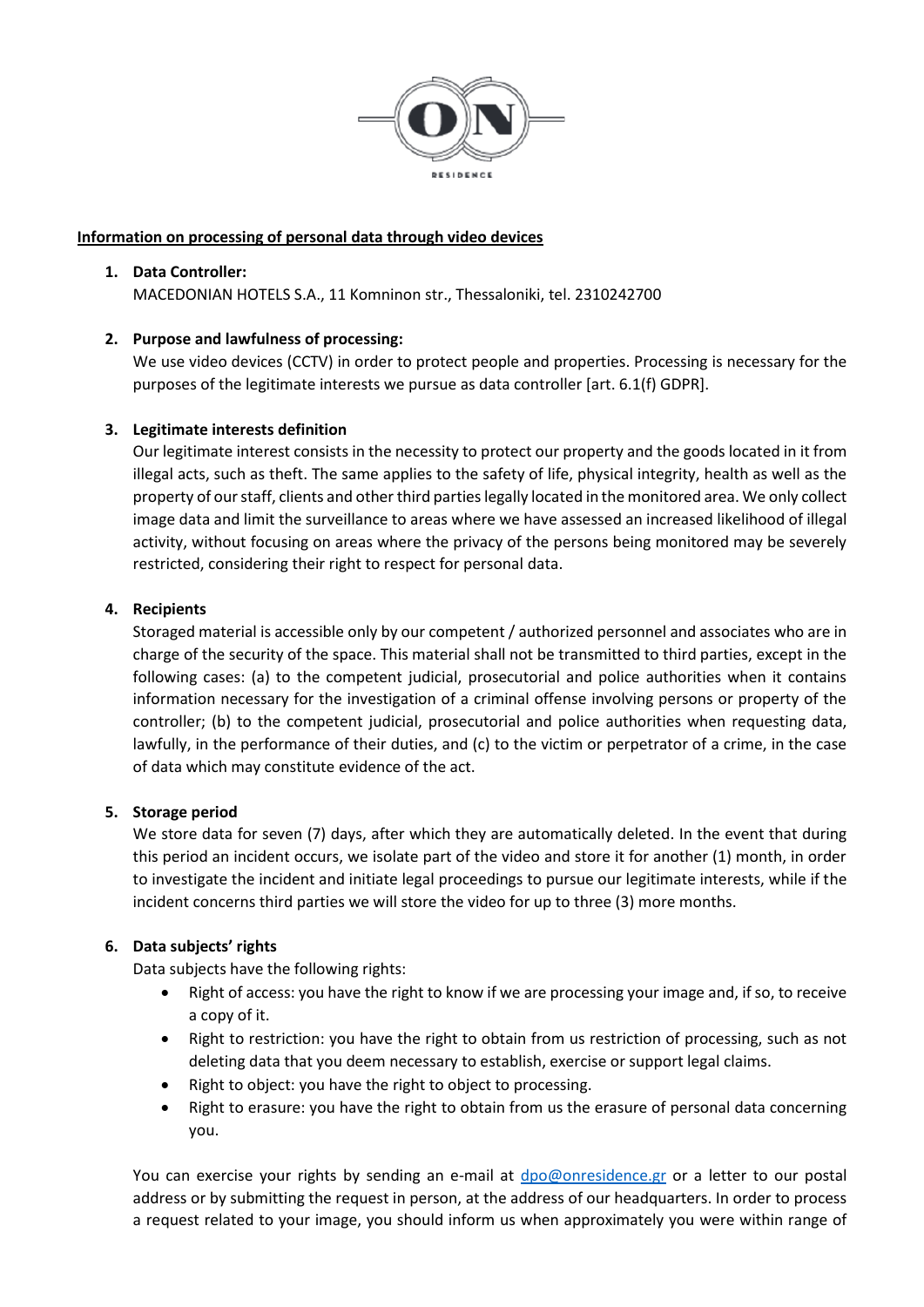**Information on processing of personal data through video devices**

1. **Data Controller:**
   MACEDONIAN HOTELS S.A., 11 Komninon str., Thessaloniki, tel. 2310242700

2. **Purpose and lawfulness of processing:**
   We use video devices (CCTV) in order to protect people and properties. Processing is necessary for the purposes of the legitimate interests we pursue as data controller [art. 6.1(f) GDPR].

3. **Legitimate interests definition**
   Our legitimate interest consists in the necessity to protect our property and the goods located in it from illegal acts, such as theft. The same applies to the safety of life, physical integrity, health as well as the property of our staff, clients and other third parties legally located in the monitored area. We only collect image data and limit the surveillance to areas where we have assessed an increased likelihood of illegal activity, without focusing on areas where the privacy of the persons being monitored may be severely restricted, considering their right to respect for personal data.

4. **Recipients**
   Storaged material is accessible only by our competent / authorized personnel and associates who are in charge of the security of the space. This material shall not be transmitted to third parties, except in the following cases: (a) to the competent judicial, prosecutorial and police authorities when it contains information necessary for the investigation of a criminal offense involving persons or property of the controller; (b) to the competent judicial, prosecutorial and police authorities when requesting data, lawfully, in the performance of their duties, and (c) to the victim or perpetrator of a crime, in the case of data which may constitute evidence of the act.

5. **Storage period**
   We store data for seven (7) days, after which they are automatically deleted. In the event that during this period an incident occurs, we isolate part of the video and store it for another (1) month, in order to investigate the incident and initiate legal proceedings to pursue our legitimate interests, while if the incident concerns third parties we will store the video for up to three (3) more months.

6. **Data subjects' rights**
   Data subjects have the following rights:
   - Right of access: you have the right to know if we are processing your image and, if so, to receive a copy of it.
   - Right to restriction: you have the right to obtain from us restriction of processing, such as not deleting data that you deem necessary to establish, exercise or support legal claims.
   - Right to object: you have the right to object to processing.
   - Right to erasure: you have the right to obtain from us the erasure of personal data concerning you.

   You can exercise your rights by sending an e-mail at dpo@onresidence.gr or a letter to our postal address or by submitting the request in person, at the address of our headquarters. In order to process a request related to your image, you should inform us when approximately you were within range of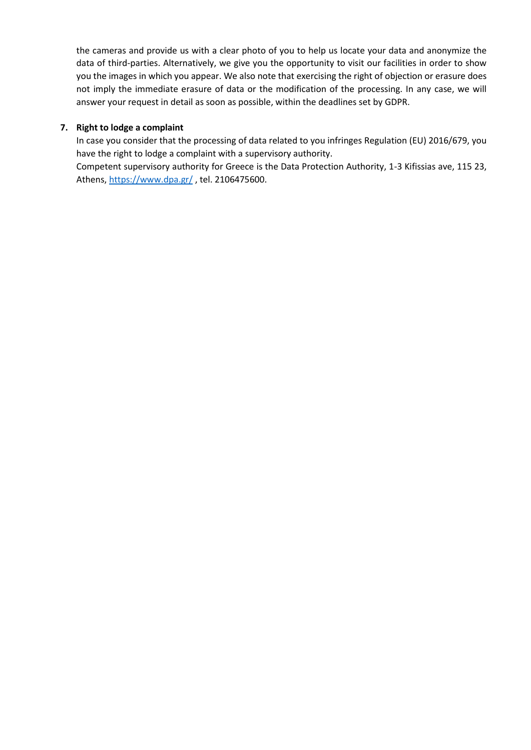the cameras and provide us with a clear photo of you to help us locate your data and anonymize the data of third-parties. Alternatively, we give you the opportunity to visit our facilities in order to show you the images in which you appear. We also note that exercising the right of objection or erasure does not imply the immediate erasure of data or the modification of the processing. In any case, we will answer your request in detail as soon as possible, within the deadlines set by GDPR.

7. **Right to lodge a complaint**

   In case you consider that the processing of data related to you infringes Regulation (EU) 2016/679, you have the right to lodge a complaint with a supervisory authority.

   Competent supervisory authority for Greece is the Data Protection Authority, 1-3 Kifissias ave, 115 23, Athens, https://www.dpa.gr/ , tel. 2106475600.